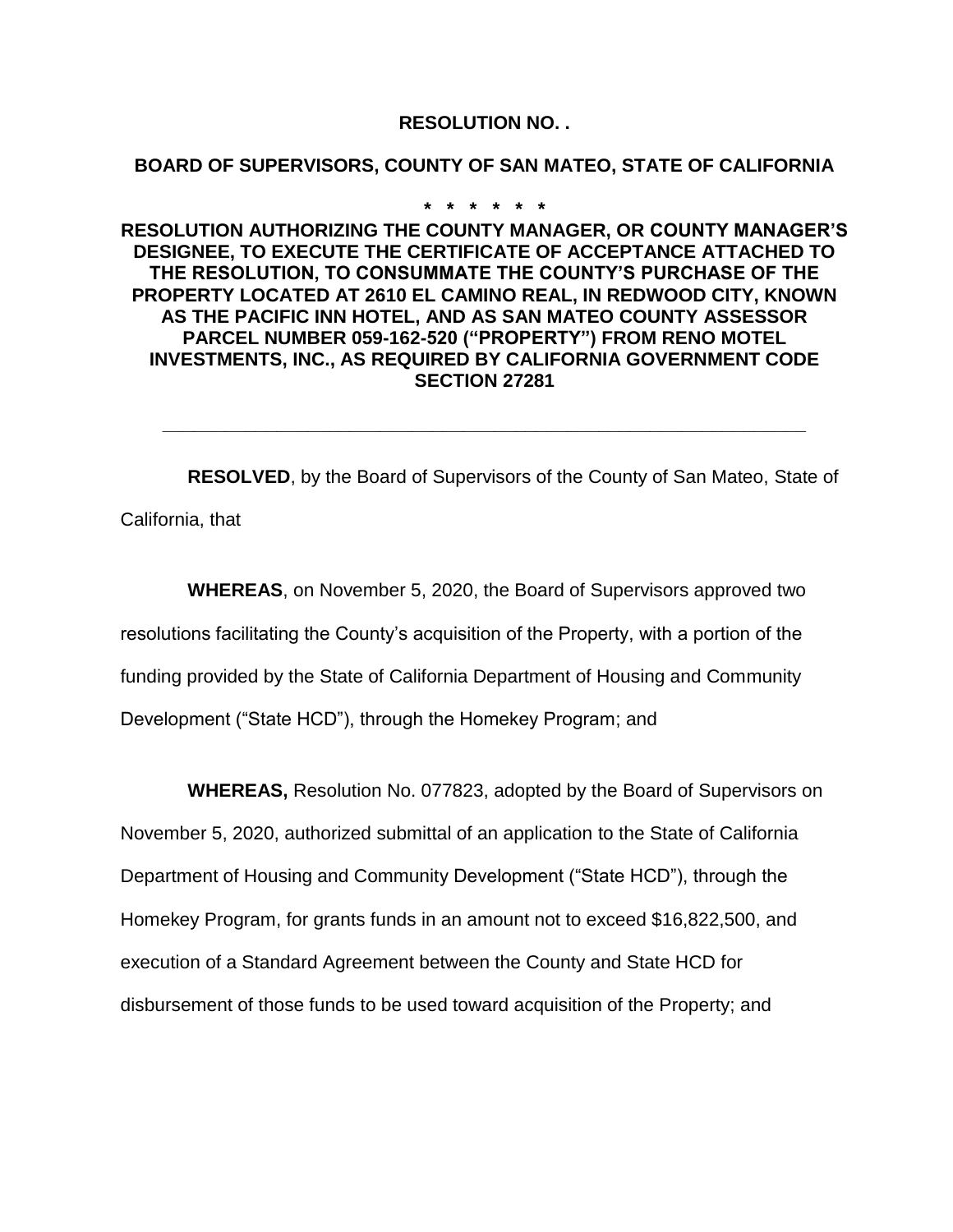**RESOLUTION NO. .**

**BOARD OF SUPERVISORS, COUNTY OF SAN MATEO, STATE OF CALIFORNIA**

**\* \* \* \* \* \***

**RESOLUTION AUTHORIZING THE COUNTY MANAGER, OR COUNTY MANAGER'S DESIGNEE, TO EXECUTE THE CERTIFICATE OF ACCEPTANCE ATTACHED TO THE RESOLUTION, TO CONSUMMATE THE COUNTY'S PURCHASE OF THE PROPERTY LOCATED AT 2610 EL CAMINO REAL, IN REDWOOD CITY, KNOWN AS THE PACIFIC INN HOTEL, AND AS SAN MATEO COUNTY ASSESSOR PARCEL NUMBER 059-162-520 ("PROPERTY") FROM RENO MOTEL INVESTMENTS, INC., AS REQUIRED BY CALIFORNIA GOVERNMENT CODE SECTION 27281**

---

**RESOLVED**, by the Board of Supervisors of the County of San Mateo, State of California, that

**WHEREAS**, on November 5, 2020, the Board of Supervisors approved two resolutions facilitating the County's acquisition of the Property, with a portion of the funding provided by the State of California Department of Housing and Community Development ("State HCD"), through the Homekey Program; and

**WHEREAS,** Resolution No. 077823, adopted by the Board of Supervisors on November 5, 2020, authorized submittal of an application to the State of California Department of Housing and Community Development ("State HCD"), through the Homekey Program, for grants funds in an amount not to exceed $16,822,500, and execution of a Standard Agreement between the County and State HCD for disbursement of those funds to be used toward acquisition of the Property; and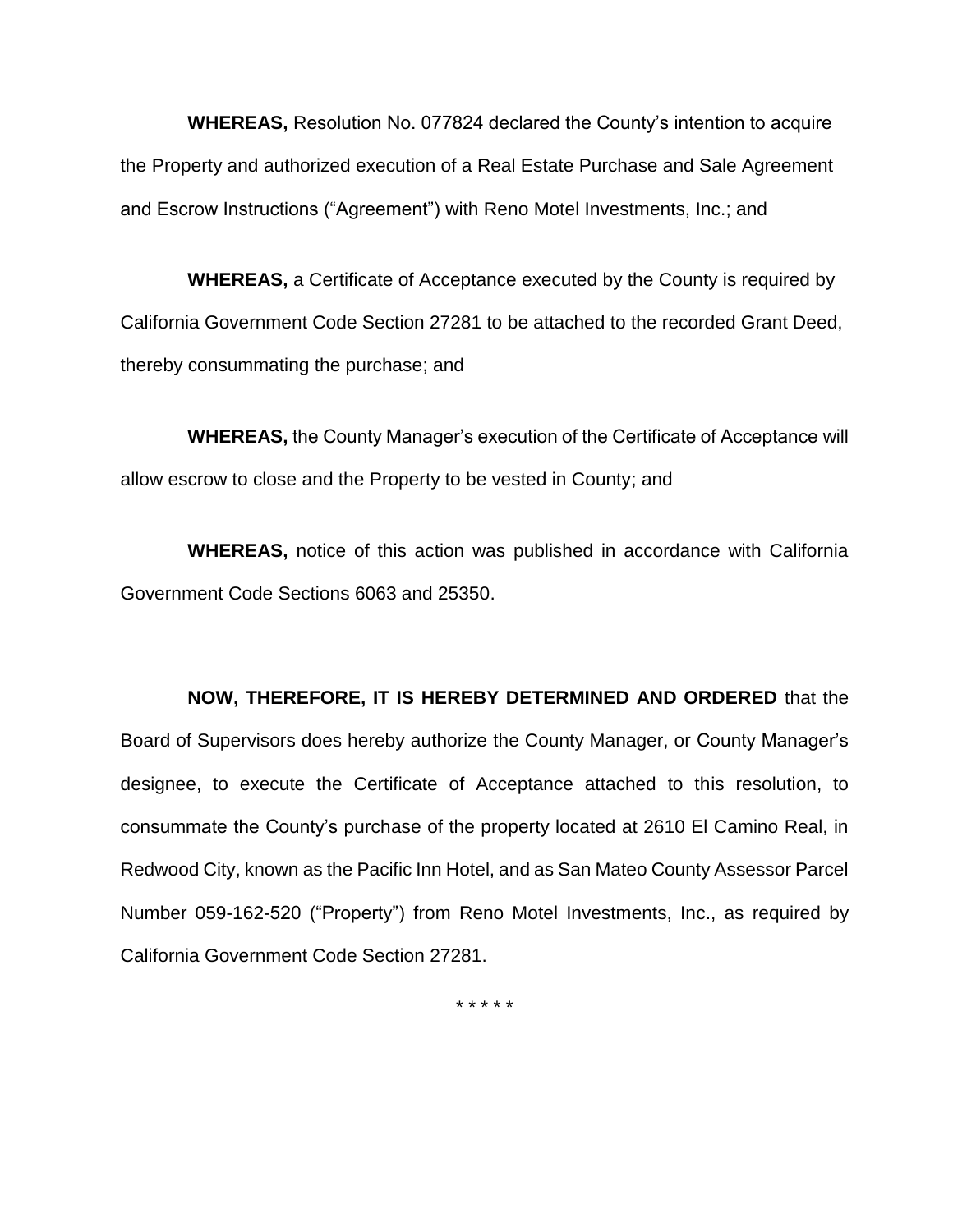**WHEREAS,** Resolution No. 077824 declared the County's intention to acquire the Property and authorized execution of a Real Estate Purchase and Sale Agreement and Escrow Instructions ("Agreement") with Reno Motel Investments, Inc.; and

**WHEREAS,** a Certificate of Acceptance executed by the County is required by California Government Code Section 27281 to be attached to the recorded Grant Deed, thereby consummating the purchase; and

**WHEREAS,** the County Manager's execution of the Certificate of Acceptance will allow escrow to close and the Property to be vested in County; and

**WHEREAS,** notice of this action was published in accordance with California Government Code Sections 6063 and 25350.

**NOW, THEREFORE, IT IS HEREBY DETERMINED AND ORDERED** that the Board of Supervisors does hereby authorize the County Manager, or County Manager's designee, to execute the Certificate of Acceptance attached to this resolution, to consummate the County's purchase of the property located at 2610 El Camino Real, in Redwood City, known as the Pacific Inn Hotel, and as San Mateo County Assessor Parcel Number 059-162-520 ("Property") from Reno Motel Investments, Inc., as required by California Government Code Section 27281.

\* \* \* \* \*